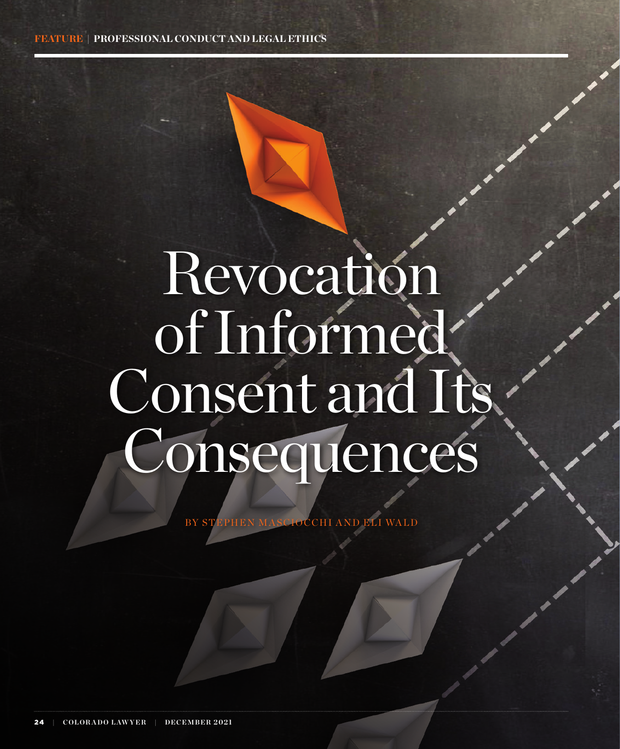FEATURE | PROFESSIONAL CONDUCT AND LEGAL ETHICS

# Revocation of Informed Consent and Its Consequences

BY STEPHEN MASCIOCCHI AND ELI WALD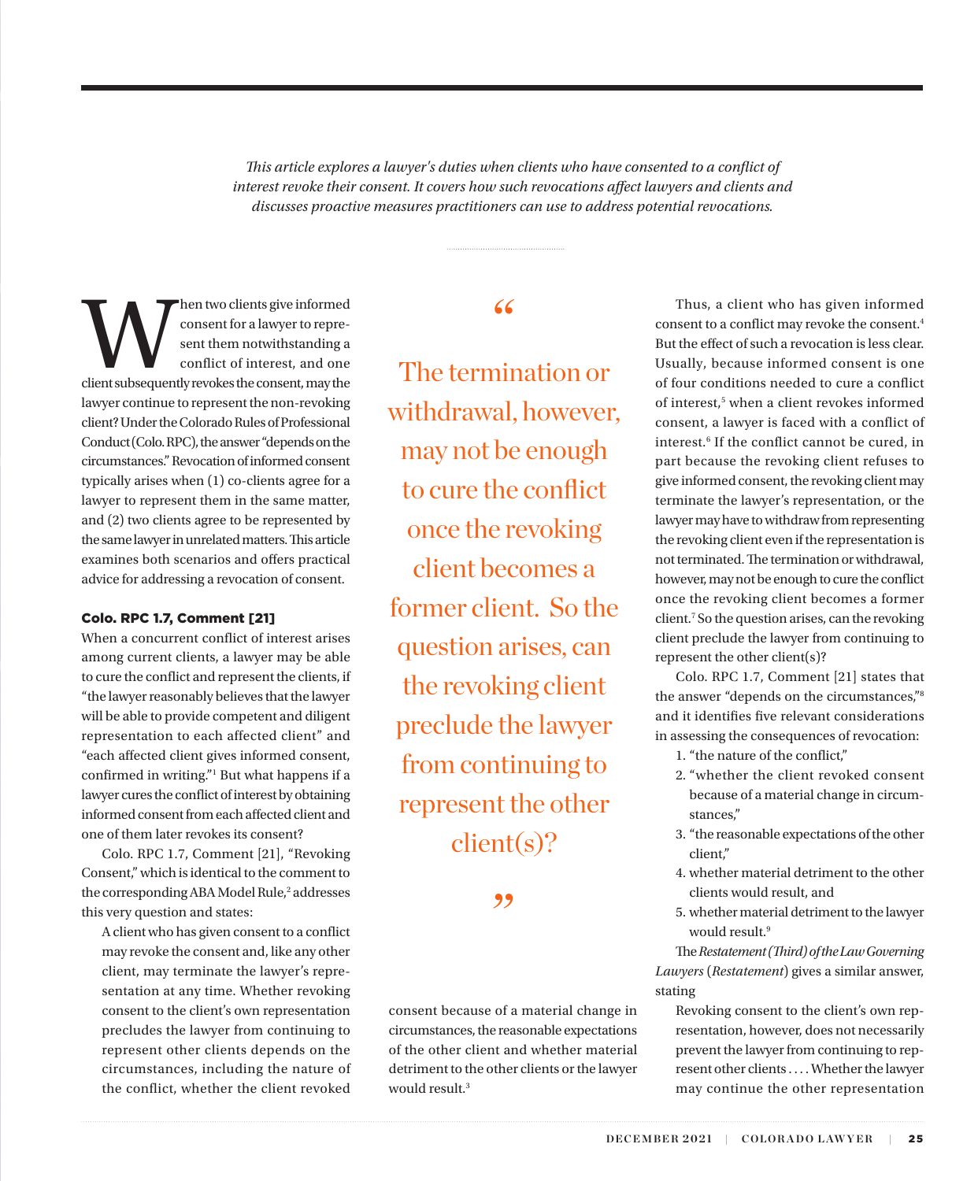*This article explores a lawyer's duties when clients who have consented to a conflict of interest revoke their consent. It covers how such revocations affect lawyers and clients and discusses proactive measures practitioners can use to address potential revocations.*

When two clients give informed consent for a lawyer to represent them notwithstanding a conflict of interest, and one client subsequently revokes the consent, may the lawyer continue to represent the non-revoking client? Under the Colorado Rules of Professional Conduct (Colo. RPC), the answer "depends on the circumstances." Revocation of informed consent typically arises when (1) co-clients agree for a lawyer to represent them in the same matter, and (2) two clients agree to be represented by the same lawyer in unrelated matters. This article examines both scenarios and offers practical advice for addressing a revocation of consent.

### Colo. RPC 1.7, Comment [21]

When a concurrent conflict of interest arises among current clients, a lawyer may be able to cure the conflict and represent the clients, if "the lawyer reasonably believes that the lawyer will be able to provide competent and diligent representation to each affected client" and "each affected client gives informed consent, confirmed in writing."[1] But what happens if a lawyer cures the conflict of interest by obtaining informed consent from each affected client and one of them later revokes its consent?

Colo. RPC 1.7, Comment [21], "Revoking Consent," which is identical to the comment to the corresponding ABA Model Rule,[2] addresses this very question and states:

> A client who has given consent to a conflict may revoke the consent and, like any other client, may terminate the lawyer's representation at any time. Whether revoking consent to the client's own representation precludes the lawyer from continuing to represent other clients depends on the circumstances, including the nature of the conflict, whether the client revoked consent because of a material change in circumstances, the reasonable expectations of the other client and whether material detriment to the other clients or the lawyer would result.[3]

> "The termination or withdrawal, however, may not be enough to cure the conflict once the revoking client becomes a former client. So the question arises, can the revoking client preclude the lawyer from continuing to represent the other client(s)?"

Thus, a client who has given informed consent to a conflict may revoke the consent.[4] But the effect of such a revocation is less clear. Usually, because informed consent is one of four conditions needed to cure a conflict of interest,[5] when a client revokes informed consent, a lawyer is faced with a conflict of interest.[6] If the conflict cannot be cured, in part because the revoking client refuses to give informed consent, the revoking client may terminate the lawyer's representation, or the lawyer may have to withdraw from representing the revoking client even if the representation is not terminated. The termination or withdrawal, however, may not be enough to cure the conflict once the revoking client becomes a former client.[7] So the question arises, can the revoking client preclude the lawyer from continuing to represent the other client(s)?

Colo. RPC 1.7, Comment [21] states that the answer "depends on the circumstances,"[8] and it identifies five relevant considerations in assessing the consequences of revocation:

1. "the nature of the conflict,"
2. "whether the client revoked consent because of a material change in circumstances,"
3. "the reasonable expectations of the other client,"
4. whether material detriment to the other clients would result, and
5. whether material detriment to the lawyer would result.[9]

The *Restatement (Third) of the Law Governing Lawyers* (*Restatement*) gives a similar answer, stating

> Revoking consent to the client's own representation, however, does not necessarily prevent the lawyer from continuing to represent other clients . . . . Whether the lawyer may continue the other representation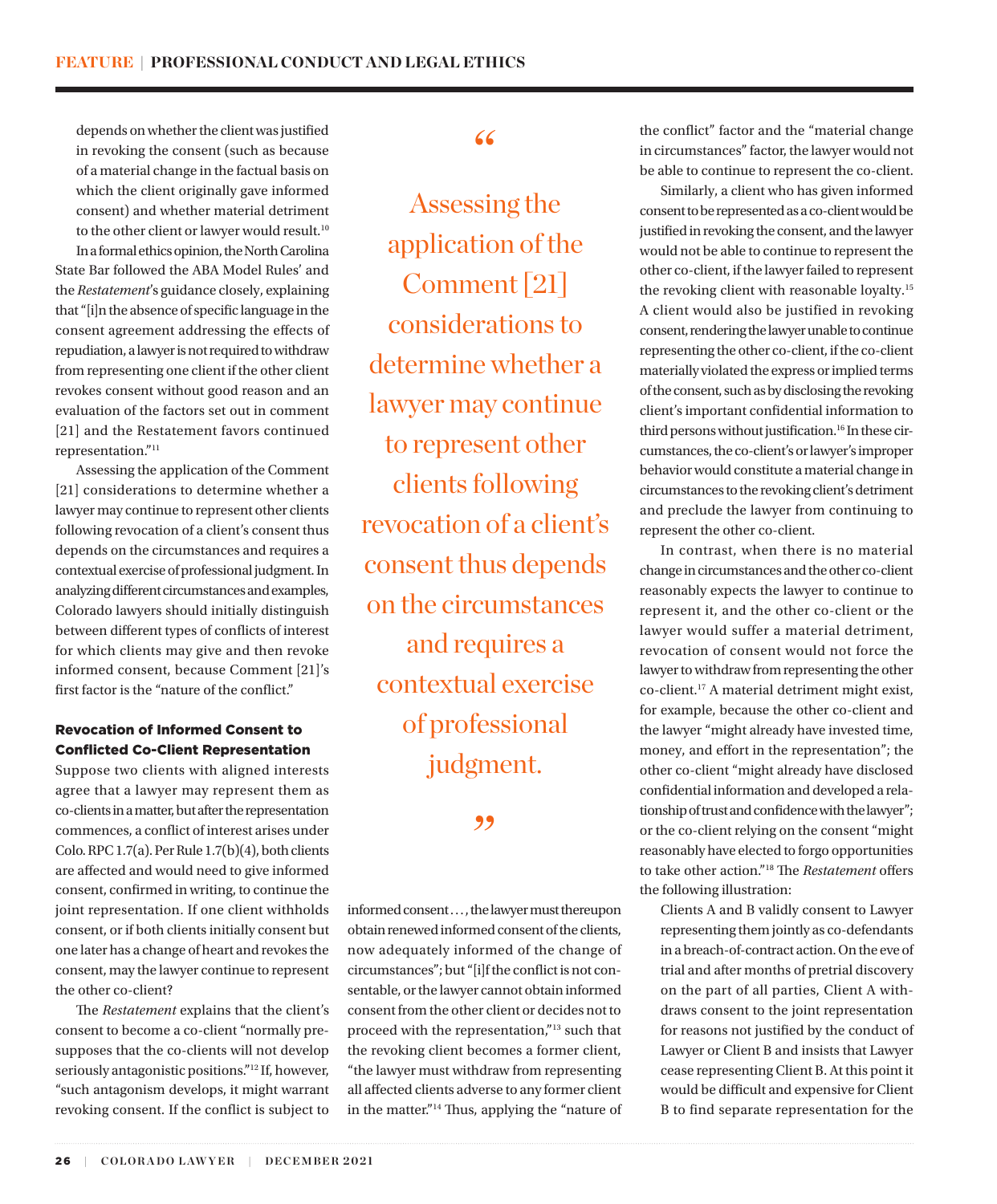depends on whether the client was justified in revoking the consent (such as because of a material change in the factual basis on which the client originally gave informed consent) and whether material detriment to the other client or lawyer would result.[10]

In a formal ethics opinion, the North Carolina State Bar followed the ABA Model Rules' and the *Restatement*'s guidance closely, explaining that "[i]n the absence of specific language in the consent agreement addressing the effects of repudiation, a lawyer is not required to withdraw from representing one client if the other client revokes consent without good reason and an evaluation of the factors set out in comment [21] and the Restatement favors continued representation."[11]

Assessing the application of the Comment [21] considerations to determine whether a lawyer may continue to represent other clients following revocation of a client's consent thus depends on the circumstances and requires a contextual exercise of professional judgment. In analyzing different circumstances and examples, Colorado lawyers should initially distinguish between different types of conflicts of interest for which clients may give and then revoke informed consent, because Comment [21]'s first factor is the "nature of the conflict."

> "Assessing the application of the Comment [21] considerations to determine whether a lawyer may continue to represent other clients following revocation of a client's consent thus depends on the circumstances and requires a contextual exercise of professional judgment."

### Revocation of Informed Consent to Conflicted Co-Client Representation

Suppose two clients with aligned interests agree that a lawyer may represent them as co-clients in a matter, but after the representation commences, a conflict of interest arises under Colo. RPC 1.7(a). Per Rule 1.7(b)(4), both clients are affected and would need to give informed consent, confirmed in writing, to continue the joint representation. If one client withholds consent, or if both clients initially consent but one later has a change of heart and revokes the consent, may the lawyer continue to represent the other co-client?

The *Restatement* explains that the client's consent to become a co-client "normally presupposes that the co-clients will not develop seriously antagonistic positions."[12] If, however, "such antagonism develops, it might warrant revoking consent. If the conflict is subject to informed consent . . . , the lawyer must thereupon obtain renewed informed consent of the clients, now adequately informed of the change of circumstances"; but "[i]f the conflict is not consentable, or the lawyer cannot obtain informed consent from the other client or decides not to proceed with the representation,"[13] such that the revoking client becomes a former client, "the lawyer must withdraw from representing all affected clients adverse to any former client in the matter."[14] Thus, applying the "nature of the conflict" factor and the "material change in circumstances" factor, the lawyer would not be able to continue to represent the co-client.

Similarly, a client who has given informed consent to be represented as a co-client would be justified in revoking the consent, and the lawyer would not be able to continue to represent the other co-client, if the lawyer failed to represent the revoking client with reasonable loyalty.[15] A client would also be justified in revoking consent, rendering the lawyer unable to continue representing the other co-client, if the co-client materially violated the express or implied terms of the consent, such as by disclosing the revoking client's important confidential information to third persons without justification.[16] In these circumstances, the co-client's or lawyer's improper behavior would constitute a material change in circumstances to the revoking client's detriment and preclude the lawyer from continuing to represent the other co-client.

In contrast, when there is no material change in circumstances and the other co-client reasonably expects the lawyer to continue to represent it, and the other co-client or the lawyer would suffer a material detriment, revocation of consent would not force the lawyer to withdraw from representing the other co-client.[17] A material detriment might exist, for example, because the other co-client and the lawyer "might already have invested time, money, and effort in the representation"; the other co-client "might already have disclosed confidential information and developed a relationship of trust and confidence with the lawyer"; or the co-client relying on the consent "might reasonably have elected to forgo opportunities to take other action."[18] The *Restatement* offers the following illustration:

> Clients A and B validly consent to Lawyer representing them jointly as co-defendants in a breach-of-contract action. On the eve of trial and after months of pretrial discovery on the part of all parties, Client A withdraws consent to the joint representation for reasons not justified by the conduct of Lawyer or Client B and insists that Lawyer cease representing Client B. At this point it would be difficult and expensive for Client B to find separate representation for the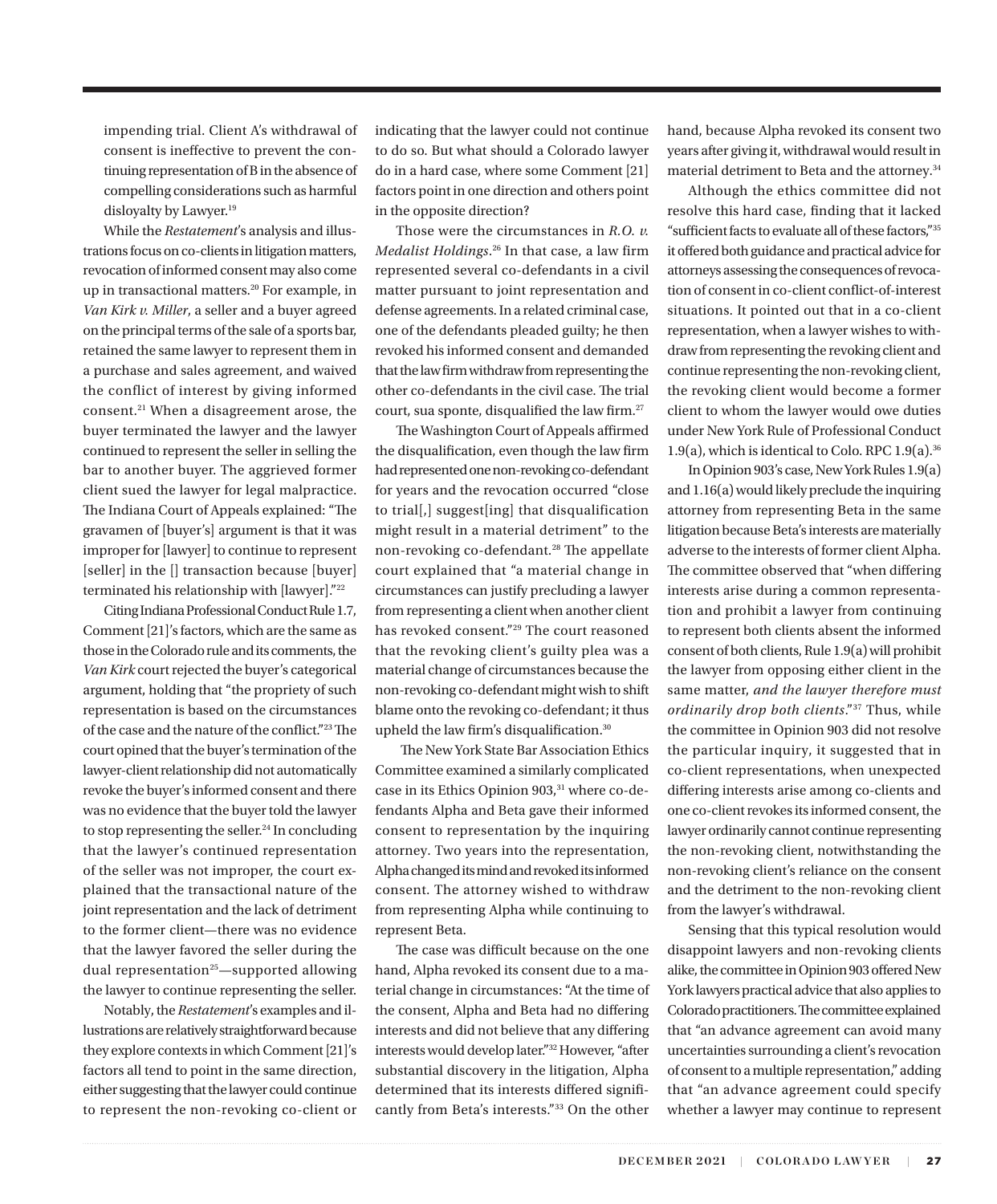impending trial. Client A's withdrawal of consent is ineffective to prevent the continuing representation of B in the absence of compelling considerations such as harmful disloyalty by Lawyer.[19]

While the *Restatement*'s analysis and illustrations focus on co-clients in litigation matters, revocation of informed consent may also come up in transactional matters.[20] For example, in *Van Kirk v. Miller*, a seller and a buyer agreed on the principal terms of the sale of a sports bar, retained the same lawyer to represent them in a purchase and sales agreement, and waived the conflict of interest by giving informed consent.[21] When a disagreement arose, the buyer terminated the lawyer and the lawyer continued to represent the seller in selling the bar to another buyer. The aggrieved former client sued the lawyer for legal malpractice. The Indiana Court of Appeals explained: "The gravamen of [buyer's] argument is that it was improper for [lawyer] to continue to represent [seller] in the [] transaction because [buyer] terminated his relationship with [lawyer]."[22]

Citing Indiana Professional Conduct Rule 1.7, Comment [21]'s factors, which are the same as those in the Colorado rule and its comments, the *Van Kirk* court rejected the buyer's categorical argument, holding that "the propriety of such representation is based on the circumstances of the case and the nature of the conflict."[23] The court opined that the buyer's termination of the lawyer-client relationship did not automatically revoke the buyer's informed consent and there was no evidence that the buyer told the lawyer to stop representing the seller.[24] In concluding that the lawyer's continued representation of the seller was not improper, the court explained that the transactional nature of the joint representation and the lack of detriment to the former client—there was no evidence that the lawyer favored the seller during the dual representation[25]—supported allowing the lawyer to continue representing the seller.

Notably, the *Restatement*'s examples and illustrations are relatively straightforward because they explore contexts in which Comment [21]'s factors all tend to point in the same direction, either suggesting that the lawyer could continue to represent the non-revoking co-client or indicating that the lawyer could not continue to do so. But what should a Colorado lawyer do in a hard case, where some Comment [21] factors point in one direction and others point in the opposite direction?

Those were the circumstances in *R.O. v. Medalist Holdings*.[26] In that case, a law firm represented several co-defendants in a civil matter pursuant to joint representation and defense agreements. In a related criminal case, one of the defendants pleaded guilty; he then revoked his informed consent and demanded that the law firm withdraw from representing the other co-defendants in the civil case. The trial court, sua sponte, disqualified the law firm.[27]

The Washington Court of Appeals affirmed the disqualification, even though the law firm had represented one non-revoking co-defendant for years and the revocation occurred "close to trial[,] suggest[ing] that disqualification might result in a material detriment" to the non-revoking co-defendant.[28] The appellate court explained that "a material change in circumstances can justify precluding a lawyer from representing a client when another client has revoked consent."[29] The court reasoned that the revoking client's guilty plea was a material change of circumstances because the non-revoking co-defendant might wish to shift blame onto the revoking co-defendant; it thus upheld the law firm's disqualification.[30]

The New York State Bar Association Ethics Committee examined a similarly complicated case in its Ethics Opinion 903,[31] where co-defendants Alpha and Beta gave their informed consent to representation by the inquiring attorney. Two years into the representation, Alpha changed its mind and revoked its informed consent. The attorney wished to withdraw from representing Alpha while continuing to represent Beta.

The case was difficult because on the one hand, Alpha revoked its consent due to a material change in circumstances: "At the time of the consent, Alpha and Beta had no differing interests and did not believe that any differing interests would develop later."[32] However, "after substantial discovery in the litigation, Alpha determined that its interests differed significantly from Beta's interests."[33] On the other hand, because Alpha revoked its consent two years after giving it, withdrawal would result in material detriment to Beta and the attorney.[34]

Although the ethics committee did not resolve this hard case, finding that it lacked "sufficient facts to evaluate all of these factors,"[35] it offered both guidance and practical advice for attorneys assessing the consequences of revocation of consent in co-client conflict-of-interest situations. It pointed out that in a co-client representation, when a lawyer wishes to withdraw from representing the revoking client and continue representing the non-revoking client, the revoking client would become a former client to whom the lawyer would owe duties under New York Rule of Professional Conduct 1.9(a), which is identical to Colo. RPC 1.9(a).[36]

In Opinion 903's case, New York Rules 1.9(a) and 1.16(a) would likely preclude the inquiring attorney from representing Beta in the same litigation because Beta's interests are materially adverse to the interests of former client Alpha. The committee observed that "when differing interests arise during a common representation and prohibit a lawyer from continuing to represent both clients absent the informed consent of both clients, Rule 1.9(a) will prohibit the lawyer from opposing either client in the same matter, *and the lawyer therefore must ordinarily drop both clients*."[37] Thus, while the committee in Opinion 903 did not resolve the particular inquiry, it suggested that in co-client representations, when unexpected differing interests arise among co-clients and one co-client revokes its informed consent, the lawyer ordinarily cannot continue representing the non-revoking client, notwithstanding the non-revoking client's reliance on the consent and the detriment to the non-revoking client from the lawyer's withdrawal.

Sensing that this typical resolution would disappoint lawyers and non-revoking clients alike, the committee in Opinion 903 offered New York lawyers practical advice that also applies to Colorado practitioners. The committee explained that "an advance agreement can avoid many uncertainties surrounding a client's revocation of consent to a multiple representation," adding that "an advance agreement could specify whether a lawyer may continue to represent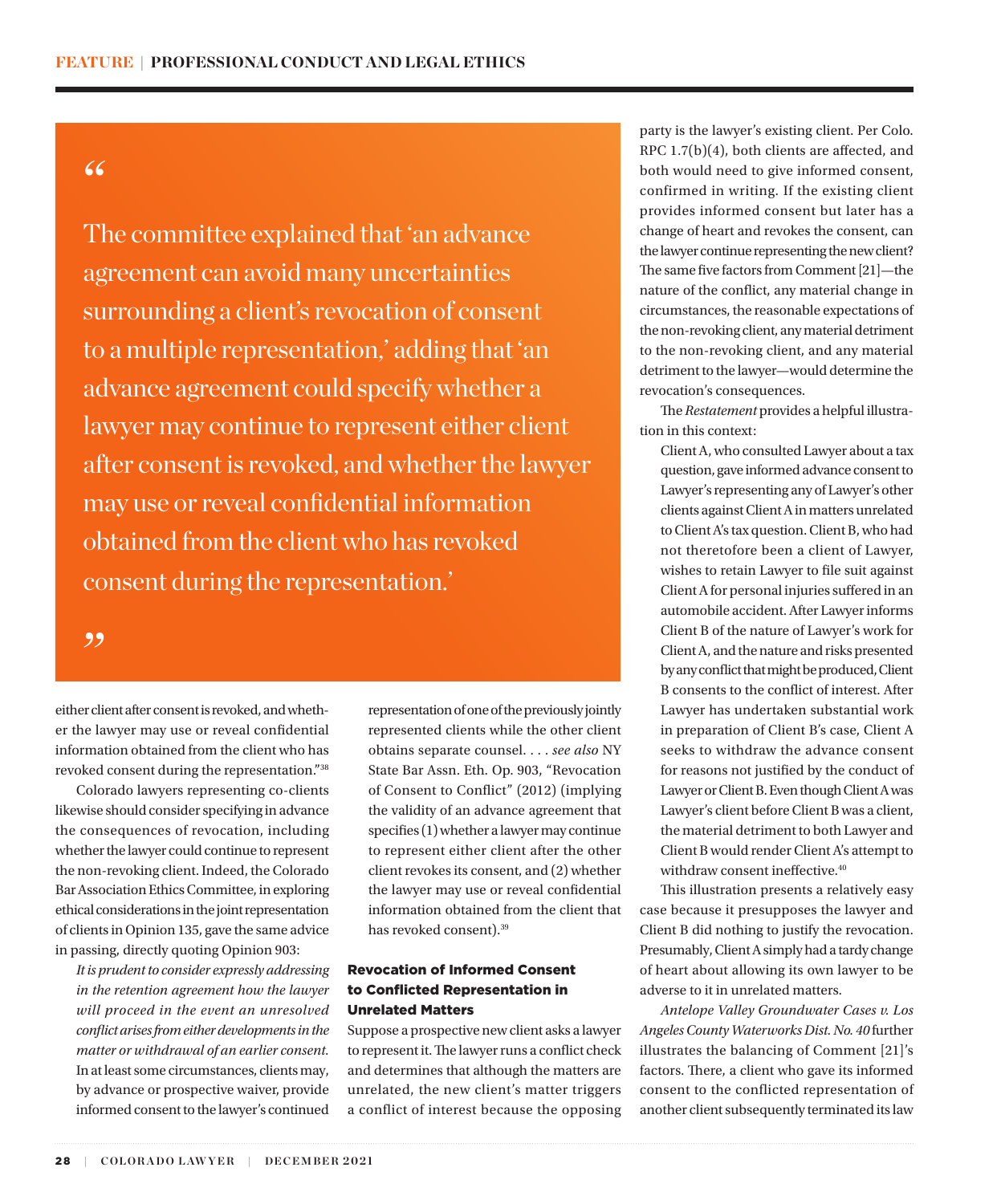> The committee explained that 'an advance agreement can avoid many uncertainties surrounding a client's revocation of consent to a multiple representation,' adding that 'an advance agreement could specify whether a lawyer may continue to represent either client after consent is revoked, and whether the lawyer may use or reveal confidential information obtained from the client who has revoked consent during the representation.'

either client after consent is revoked, and whether the lawyer may use or reveal confidential information obtained from the client who has revoked consent during the representation."[38]

Colorado lawyers representing co-clients likewise should consider specifying in advance the consequences of revocation, including whether the lawyer could continue to represent the non-revoking client. Indeed, the Colorado Bar Association Ethics Committee, in exploring ethical considerations in the joint representation of clients in Opinion 135, gave the same advice in passing, directly quoting Opinion 903:

> *It is prudent to consider expressly addressing in the retention agreement how the lawyer will proceed in the event an unresolved conflict arises from either developments in the matter or withdrawal of an earlier consent.* In at least some circumstances, clients may, by advance or prospective waiver, provide informed consent to the lawyer's continued representation of one of the previously jointly represented clients while the other client obtains separate counsel. . . . *see also* NY State Bar Assn. Eth. Op. 903, "Revocation of Consent to Conflict" (2012) (implying the validity of an advance agreement that specifies (1) whether a lawyer may continue to represent either client after the other client revokes its consent, and (2) whether the lawyer may use or reveal confidential information obtained from the client that has revoked consent).[39]

## Revocation of Informed Consent to Conflicted Representation in Unrelated Matters

Suppose a prospective new client asks a lawyer to represent it. The lawyer runs a conflict check and determines that although the matters are unrelated, the new client's matter triggers a conflict of interest because the opposing party is the lawyer's existing client. Per Colo. RPC 1.7(b)(4), both clients are affected, and both would need to give informed consent, confirmed in writing. If the existing client provides informed consent but later has a change of heart and revokes the consent, can the lawyer continue representing the new client? The same five factors from Comment [21]—the nature of the conflict, any material change in circumstances, the reasonable expectations of the non-revoking client, any material detriment to the non-revoking client, and any material detriment to the lawyer—would determine the revocation's consequences.

The *Restatement* provides a helpful illustration in this context:

> Client A, who consulted Lawyer about a tax question, gave informed advance consent to Lawyer's representing any of Lawyer's other clients against Client A in matters unrelated to Client A's tax question. Client B, who had not theretofore been a client of Lawyer, wishes to retain Lawyer to file suit against Client A for personal injuries suffered in an automobile accident. After Lawyer informs Client B of the nature of Lawyer's work for Client A, and the nature and risks presented by any conflict that might be produced, Client B consents to the conflict of interest. After Lawyer has undertaken substantial work in preparation of Client B's case, Client A seeks to withdraw the advance consent for reasons not justified by the conduct of Lawyer or Client B. Even though Client A was Lawyer's client before Client B was a client, the material detriment to both Lawyer and Client B would render Client A's attempt to withdraw consent ineffective.[40]

This illustration presents a relatively easy case because it presupposes the lawyer and Client B did nothing to justify the revocation. Presumably, Client A simply had a tardy change of heart about allowing its own lawyer to be adverse to it in unrelated matters.

*Antelope Valley Groundwater Cases v. Los Angeles County Waterworks Dist. No. 40* further illustrates the balancing of Comment [21]'s factors. There, a client who gave its informed consent to the conflicted representation of another client subsequently terminated its law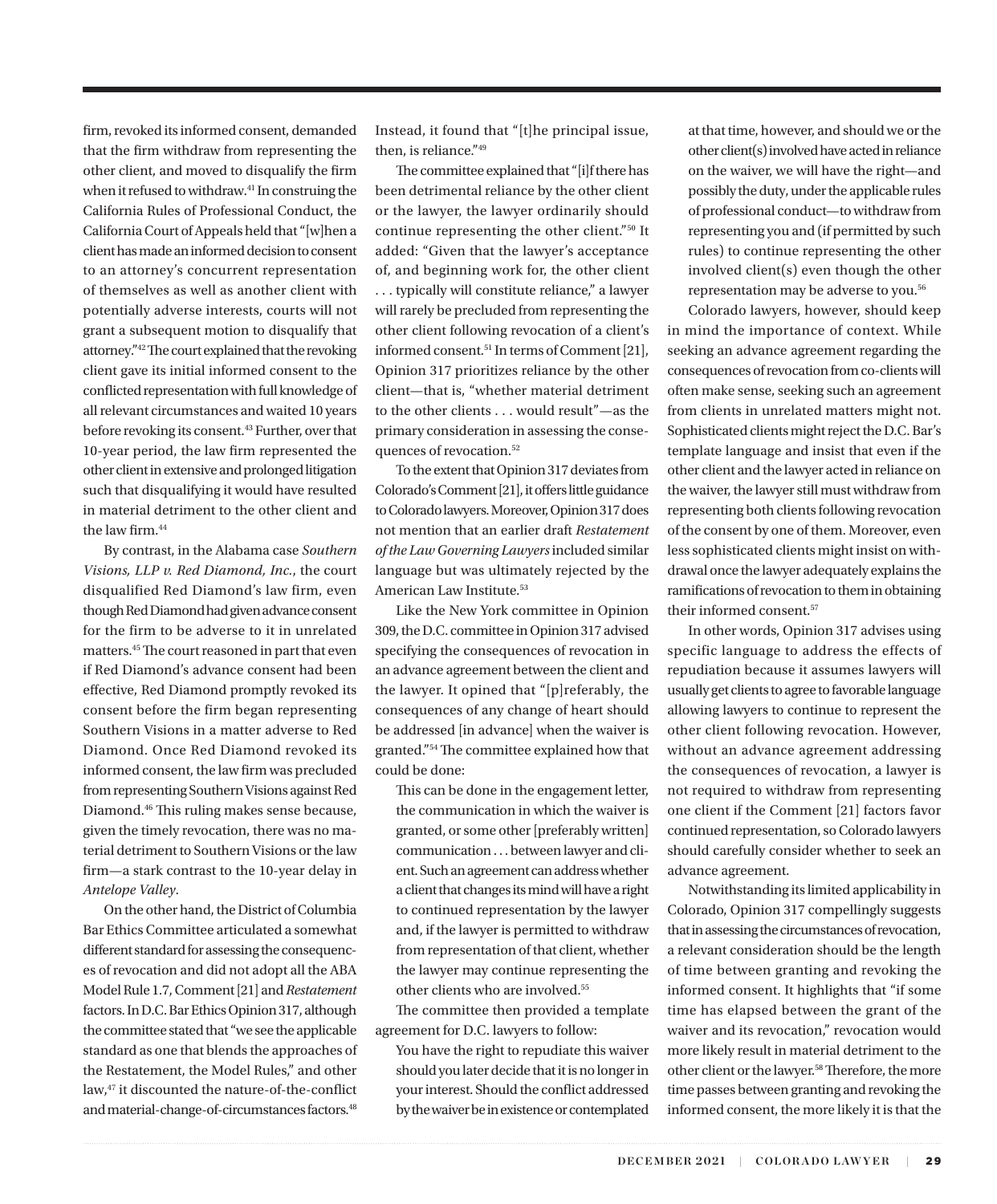firm, revoked its informed consent, demanded that the firm withdraw from representing the other client, and moved to disqualify the firm when it refused to withdraw.[41] In construing the California Rules of Professional Conduct, the California Court of Appeals held that "[w]hen a client has made an informed decision to consent to an attorney's concurrent representation of themselves as well as another client with potentially adverse interests, courts will not grant a subsequent motion to disqualify that attorney."[42] The court explained that the revoking client gave its initial informed consent to the conflicted representation with full knowledge of all relevant circumstances and waited 10 years before revoking its consent.[43] Further, over that 10-year period, the law firm represented the other client in extensive and prolonged litigation such that disqualifying it would have resulted in material detriment to the other client and the law firm.[44]

By contrast, in the Alabama case *Southern Visions, LLP v. Red Diamond, Inc.*, the court disqualified Red Diamond's law firm, even though Red Diamond had given advance consent for the firm to be adverse to it in unrelated matters.[45] The court reasoned in part that even if Red Diamond's advance consent had been effective, Red Diamond promptly revoked its consent before the firm began representing Southern Visions in a matter adverse to Red Diamond. Once Red Diamond revoked its informed consent, the law firm was precluded from representing Southern Visions against Red Diamond.[46] This ruling makes sense because, given the timely revocation, there was no material detriment to Southern Visions or the law firm—a stark contrast to the 10-year delay in *Antelope Valley*.

On the other hand, the District of Columbia Bar Ethics Committee articulated a somewhat different standard for assessing the consequences of revocation and did not adopt all the ABA Model Rule 1.7, Comment [21] and *Restatement* factors. In D.C. Bar Ethics Opinion 317, although the committee stated that "we see the applicable standard as one that blends the approaches of the Restatement, the Model Rules," and other law,[47] it discounted the nature-of-the-conflict and material-change-of-circumstances factors.[48] Instead, it found that "[t]he principal issue, then, is reliance."[49]

The committee explained that "[i]f there has been detrimental reliance by the other client or the lawyer, the lawyer ordinarily should continue representing the other client."[50] It added: "Given that the lawyer's acceptance of, and beginning work for, the other client . . . typically will constitute reliance," a lawyer will rarely be precluded from representing the other client following revocation of a client's informed consent.[51] In terms of Comment [21], Opinion 317 prioritizes reliance by the other client—that is, "whether material detriment to the other clients . . . would result"—as the primary consideration in assessing the consequences of revocation.[52]

To the extent that Opinion 317 deviates from Colorado's Comment [21], it offers little guidance to Colorado lawyers. Moreover, Opinion 317 does not mention that an earlier draft *Restatement of the Law Governing Lawyers* included similar language but was ultimately rejected by the American Law Institute.[53]

Like the New York committee in Opinion 309, the D.C. committee in Opinion 317 advised specifying the consequences of revocation in an advance agreement between the client and the lawyer. It opined that "[p]referably, the consequences of any change of heart should be addressed [in advance] when the waiver is granted."[54] The committee explained how that could be done:

> This can be done in the engagement letter, the communication in which the waiver is granted, or some other [preferably written] communication . . . between lawyer and client. Such an agreement can address whether a client that changes its mind will have a right to continued representation by the lawyer and, if the lawyer is permitted to withdraw from representation of that client, whether the lawyer may continue representing the other clients who are involved.[55]

The committee then provided a template agreement for D.C. lawyers to follow:

> You have the right to repudiate this waiver should you later decide that it is no longer in your interest. Should the conflict addressed by the waiver be in existence or contemplated at that time, however, and should we or the other client(s) involved have acted in reliance on the waiver, we will have the right—and possibly the duty, under the applicable rules of professional conduct—to withdraw from representing you and (if permitted by such rules) to continue representing the other involved client(s) even though the other representation may be adverse to you.[56]

Colorado lawyers, however, should keep in mind the importance of context. While seeking an advance agreement regarding the consequences of revocation from co-clients will often make sense, seeking such an agreement from clients in unrelated matters might not. Sophisticated clients might reject the D.C. Bar's template language and insist that even if the other client and the lawyer acted in reliance on the waiver, the lawyer still must withdraw from representing both clients following revocation of the consent by one of them. Moreover, even less sophisticated clients might insist on withdrawal once the lawyer adequately explains the ramifications of revocation to them in obtaining their informed consent.[57]

In other words, Opinion 317 advises using specific language to address the effects of repudiation because it assumes lawyers will usually get clients to agree to favorable language allowing lawyers to continue to represent the other client following revocation. However, without an advance agreement addressing the consequences of revocation, a lawyer is not required to withdraw from representing one client if the Comment [21] factors favor continued representation, so Colorado lawyers should carefully consider whether to seek an advance agreement.

Notwithstanding its limited applicability in Colorado, Opinion 317 compellingly suggests that in assessing the circumstances of revocation, a relevant consideration should be the length of time between granting and revoking the informed consent. It highlights that "if some time has elapsed between the grant of the waiver and its revocation," revocation would more likely result in material detriment to the other client or the lawyer.[58] Therefore, the more time passes between granting and revoking the informed consent, the more likely it is that the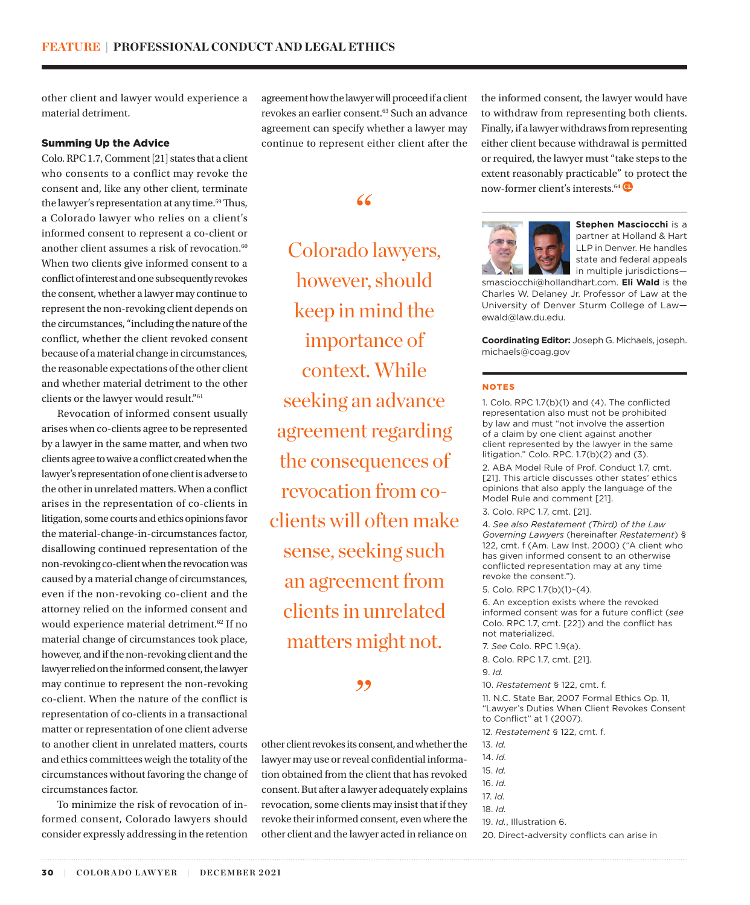other client and lawyer would experience a material detriment.

### Summing Up the Advice

Colo. RPC 1.7, Comment [21] states that a client who consents to a conflict may revoke the consent and, like any other client, terminate the lawyer's representation at any time.[59] Thus, a Colorado lawyer who relies on a client's informed consent to represent a co-client or another client assumes a risk of revocation.[60] When two clients give informed consent to a conflict of interest and one subsequently revokes the consent, whether a lawyer may continue to represent the non-revoking client depends on the circumstances, "including the nature of the conflict, whether the client revoked consent because of a material change in circumstances, the reasonable expectations of the other client and whether material detriment to the other clients or the lawyer would result."[61]

Revocation of informed consent usually arises when co-clients agree to be represented by a lawyer in the same matter, and when two clients agree to waive a conflict created when the lawyer's representation of one client is adverse to the other in unrelated matters. When a conflict arises in the representation of co-clients in litigation, some courts and ethics opinions favor the material-change-in-circumstances factor, disallowing continued representation of the non-revoking co-client when the revocation was caused by a material change of circumstances, even if the non-revoking co-client and the attorney relied on the informed consent and would experience material detriment.[62] If no material change of circumstances took place, however, and if the non-revoking client and the lawyer relied on the informed consent, the lawyer may continue to represent the non-revoking co-client. When the nature of the conflict is representation of co-clients in a transactional matter or representation of one client adverse to another client in unrelated matters, courts and ethics committees weigh the totality of the circumstances without favoring the change of circumstances factor.

To minimize the risk of revocation of informed consent, Colorado lawyers should consider expressly addressing in the retention agreement how the lawyer will proceed if a client revokes an earlier consent.[63] Such an advance agreement can specify whether a lawyer may continue to represent either client after the other client revokes its consent, and whether the lawyer may use or reveal confidential information obtained from the client that has revoked consent. But after a lawyer adequately explains revocation, some clients may insist that if they revoke their informed consent, even where the other client and the lawyer acted in reliance on the informed consent, the lawyer would have to withdraw from representing both clients. Finally, if a lawyer withdraws from representing either client because withdrawal is permitted or required, the lawyer must "take steps to the extent reasonably practicable" to protect the now-former client's interests.[64]

> "Colorado lawyers, however, should keep in mind the importance of context. While seeking an advance agreement regarding the consequences of revocation from co-clients will often make sense, seeking such an agreement from clients in unrelated matters might not."

**Stephen Masciocchi** is a partner at Holland & Hart LLP in Denver. He handles state and federal appeals in multiple jurisdictions—smasciocchi@hollandhart.com. **Eli Wald** is the Charles W. Delaney Jr. Professor of Law at the University of Denver Sturm College of Law—ewald@law.du.edu.

**Coordinating Editor:** Joseph G. Michaels, joseph.michaels@coag.gov

### NOTES

1. Colo. RPC 1.7(b)(1) and (4). The conflicted representation also must not be prohibited by law and must "not involve the assertion of a claim by one client against another client represented by the lawyer in the same litigation." Colo. RPC. 1.7(b)(2) and (3).
2. ABA Model Rule of Prof. Conduct 1.7, cmt. [21]. This article discusses other states' ethics opinions that also apply the language of the Model Rule and comment [21].
3. Colo. RPC 1.7, cmt. [21].
4. *See also Restatement (Third) of the Law Governing Lawyers* (hereinafter *Restatement*) § 122, cmt. f (Am. Law Inst. 2000) ("A client who has given informed consent to an otherwise conflicted representation may at any time revoke the consent.").
5. Colo. RPC 1.7(b)(1)–(4).
6. An exception exists where the revoked informed consent was for a future conflict (*see* Colo. RPC 1.7, cmt. [22]) and the conflict has not materialized.
7. *See* Colo. RPC 1.9(a).
8. Colo. RPC 1.7, cmt. [21].
9. *Id.*
10. *Restatement* § 122, cmt. f.
11. N.C. State Bar, 2007 Formal Ethics Op. 11, "Lawyer's Duties When Client Revokes Consent to Conflict" at 1 (2007).
12. *Restatement* § 122, cmt. f.
13. *Id.*
14. *Id.*
15. *Id.*
16. *Id.*
17. *Id.*
18. *Id.*
19. *Id.*, Illustration 6.
20. Direct-adversity conflicts can arise in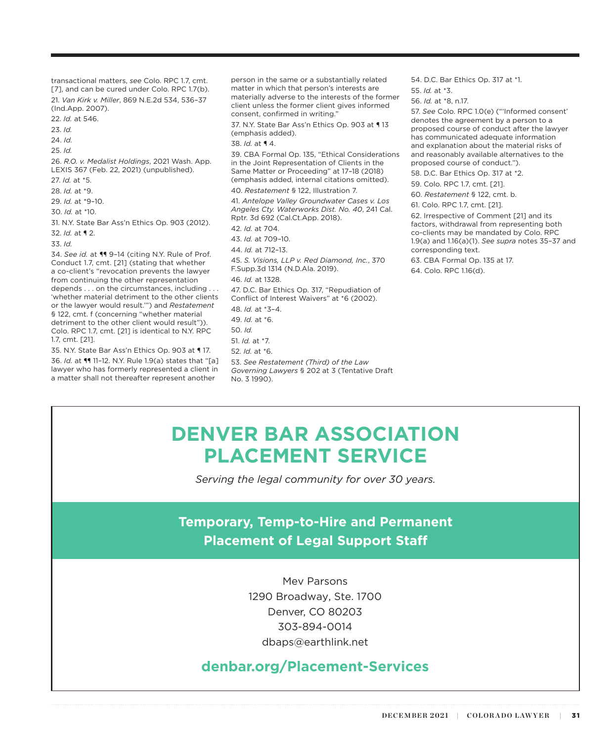transactional matters, *see* Colo. RPC 1.7, cmt. [7], and can be cured under Colo. RPC 1.7(b).

21. *Van Kirk v. Miller*, 869 N.E.2d 534, 536–37 (Ind.App. 2007).

22. *Id.* at 546.

23. *Id.*

24. *Id.*

25. *Id.*

26. *R.O. v. Medalist Holdings*, 2021 Wash. App. LEXIS 367 (Feb. 22, 2021) (unpublished).

27. *Id.* at *5.

28. *Id.* at *9.

29. *Id.* at *9–10.

30. *Id.* at *10.

31. N.Y. State Bar Ass'n Ethics Op. 903 (2012).

32. *Id.* at ¶ 2.

33. *Id.*

34. *See id.* at ¶¶ 9–14 (citing N.Y. Rule of Prof. Conduct 1.7, cmt. [21] (stating that whether a co-client's "revocation prevents the lawyer from continuing the other representation depends . . . on the circumstances, including . . . 'whether material detriment to the other clients or the lawyer would result.'") and *Restatement* § 122, cmt. f (concerning "whether material detriment to the other client would result")). Colo. RPC 1.7, cmt. [21] is identical to N.Y. RPC 1.7, cmt. [21].

35. N.Y. State Bar Ass'n Ethics Op. 903 at ¶ 17.

36. *Id.* at ¶¶ 11–12. N.Y. Rule 1.9(a) states that "[a] lawyer who has formerly represented a client in a matter shall not thereafter represent another person in the same or a substantially related matter in which that person's interests are materially adverse to the interests of the former client unless the former client gives informed consent, confirmed in writing."

37. N.Y. State Bar Ass'n Ethics Op. 903 at ¶ 13 (emphasis added).

38. *Id.* at ¶ 4.

39. CBA Formal Op. 135, "Ethical Considerations in the Joint Representation of Clients in the Same Matter or Proceeding" at 17–18 (2018) (emphasis added, internal citations omitted).

40. *Restatement* § 122, Illustration 7.

41. *Antelope Valley Groundwater Cases v. Los Angeles Cty. Waterworks Dist. No. 40*, 241 Cal. Rptr. 3d 692 (Cal.Ct.App. 2018).

42. *Id.* at 704.

43. *Id.* at 709–10.

44. *Id.* at 712–13.

45. *S. Visions, LLP v. Red Diamond, Inc.*, 370 F.Supp.3d 1314 (N.D.Ala. 2019).

46. *Id.* at 1328.

47. D.C. Bar Ethics Op. 317, "Repudiation of Conflict of Interest Waivers" at *6 (2002).

48. *Id.* at *3–4.

49. *Id.* at *6.

50. *Id.*

51. *Id.* at *7.

52. *Id.* at *6.

53. *See Restatement (Third) of the Law Governing Lawyers* § 202 at 3 (Tentative Draft No. 3 1990).

54. D.C. Bar Ethics Op. 317 at *1.

55. *Id.* at *3.

56. *Id.* at *8, n.17.

57. *See* Colo. RPC 1.0(e) ("'Informed consent' denotes the agreement by a person to a proposed course of conduct after the lawyer has communicated adequate information and explanation about the material risks of and reasonably available alternatives to the proposed course of conduct.").

58. D.C. Bar Ethics Op. 317 at *2.

59. Colo. RPC 1.7, cmt. [21].

60. *Restatement* § 122, cmt. b.

61. Colo. RPC 1.7, cmt. [21].

62. Irrespective of Comment [21] and its factors, withdrawal from representing both co-clients may be mandated by Colo. RPC 1.9(a) and 1.16(a)(1). *See supra* notes 35–37 and corresponding text.

63. CBA Formal Op. 135 at 17.

64. Colo. RPC 1.16(d).

## DENVER BAR ASSOCIATION PLACEMENT SERVICE

*Serving the legal community for over 30 years.*

**Temporary, Temp-to-Hire and Permanent Placement of Legal Support Staff**

Mev Parsons
1290 Broadway, Ste. 1700
Denver, CO 80203
303-894-0014
dbaps@earthlink.net

**denbar.org/Placement-Services**